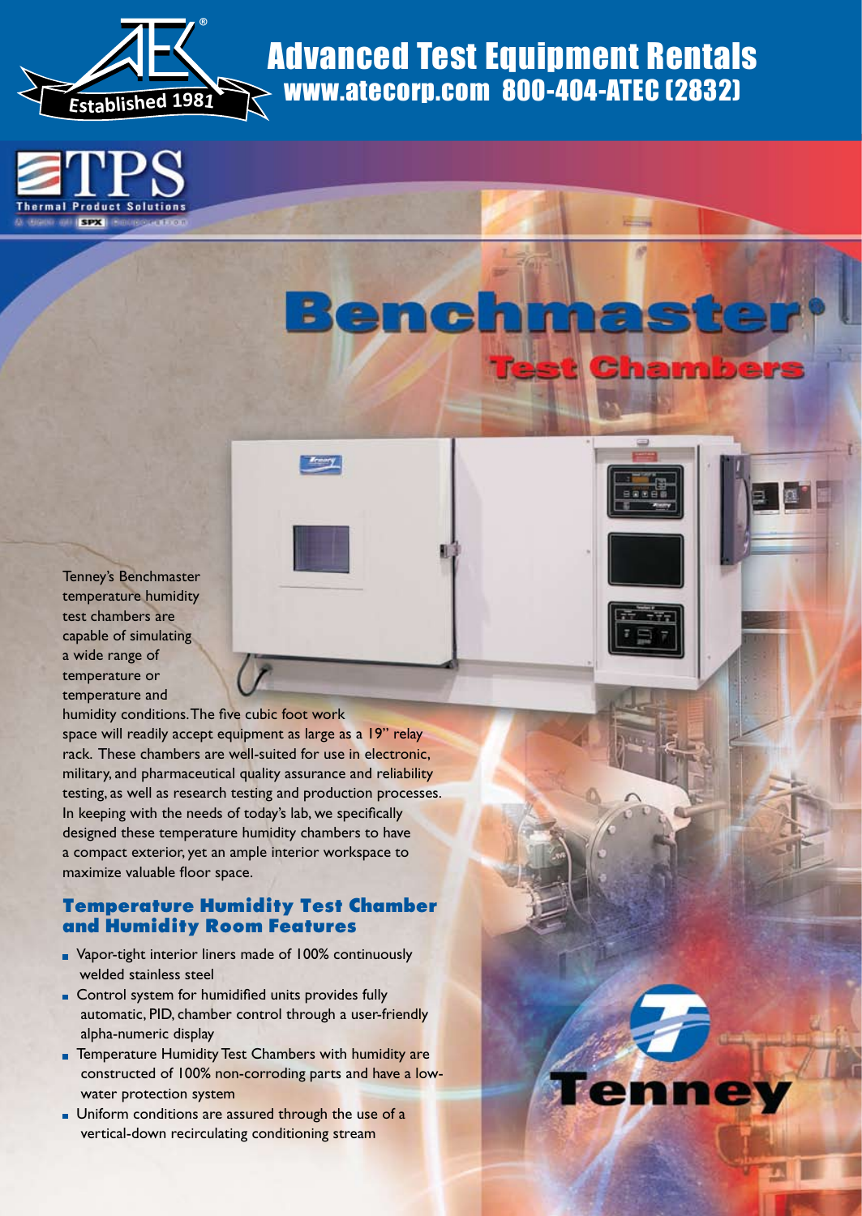Advanced Test Equipment Rentals
www.atecorp.com 800-404-ATEC (2832)

Established 1981

TPS
Thermal Product Solutions

# Benchmaster® Test Chambers

Tenney's Benchmaster temperature humidity test chambers are capable of simulating a wide range of temperature or temperature and humidity conditions. The five cubic foot work space will readily accept equipment as large as a 19" relay rack. These chambers are well-suited for use in electronic, military, and pharmaceutical quality assurance and reliability testing, as well as research testing and production processes. In keeping with the needs of today's lab, we specifically designed these temperature humidity chambers to have a compact exterior, yet an ample interior workspace to maximize valuable floor space.

## Temperature Humidity Test Chamber and Humidity Room Features

- Vapor-tight interior liners made of 100% continuously welded stainless steel
- Control system for humidified units provides fully automatic, PID, chamber control through a user-friendly alpha-numeric display
- Temperature Humidity Test Chambers with humidity are constructed of 100% non-corroding parts and have a low-water protection system
- Uniform conditions are assured through the use of a vertical-down recirculating conditioning stream

Tenney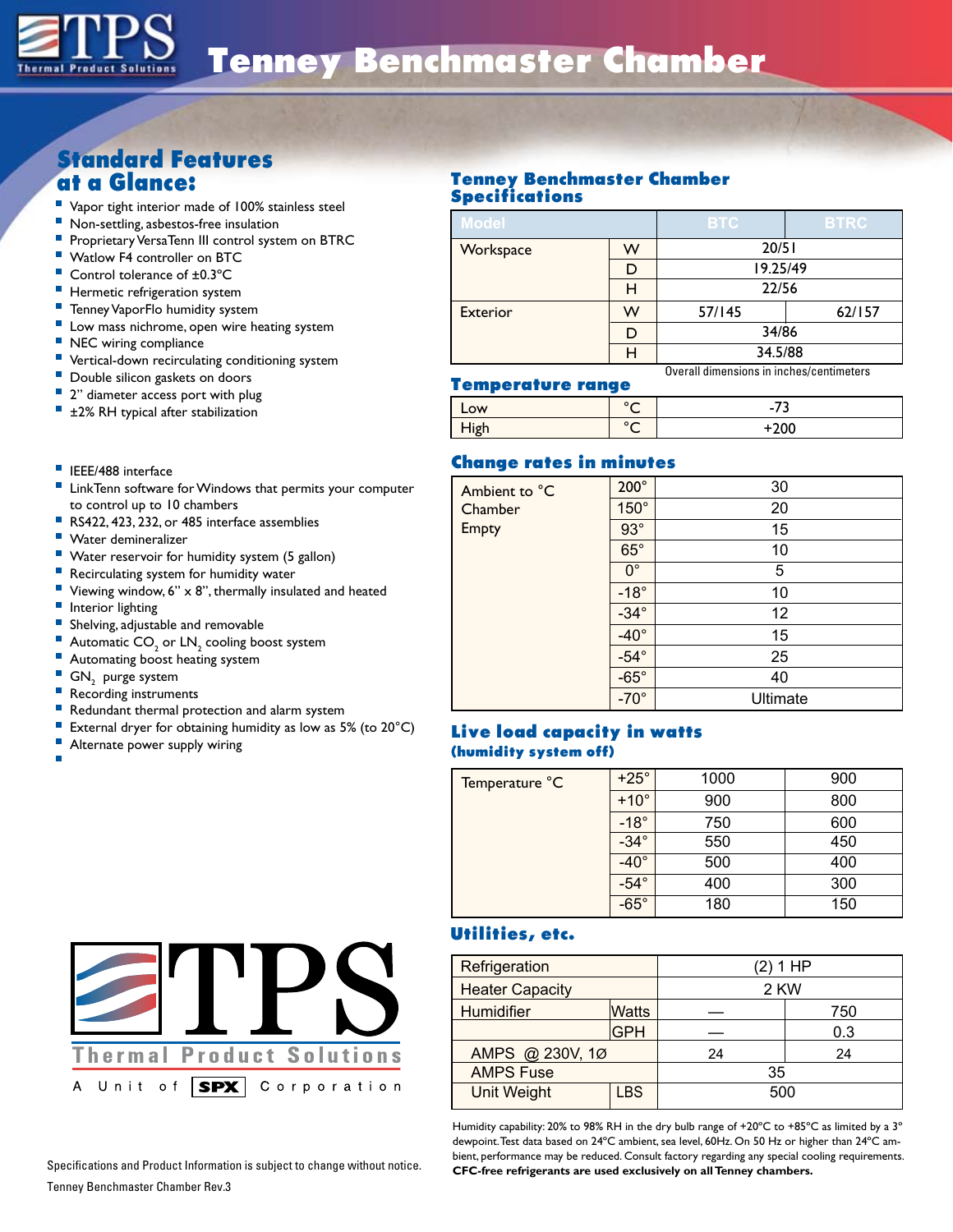# Tenney Benchmaster Chamber

## Standard Features at a Glance:

- Vapor tight interior made of 100% stainless steel
- Non-settling, asbestos-free insulation
- Proprietary VersaTenn III control system on BTRC
- Watlow F4 controller on BTC
- Control tolerance of ±0.3°C
- Hermetic refrigeration system
- Tenney VaporFlo humidity system
- Low mass nichrome, open wire heating system
- NEC wiring compliance
- Vertical-down recirculating conditioning system
- Double silicon gaskets on doors
- 2" diameter access port with plug
- ±2% RH typical after stabilization

- IEEE/488 interface
- LinkTenn software for Windows that permits your computer to control up to 10 chambers
- RS422, 423, 232, or 485 interface assemblies
- Water demineralizer
- Water reservoir for humidity system (5 gallon)
- Recirculating system for humidity water
- Viewing window, 6" x 8", thermally insulated and heated
- Interior lighting
- Shelving, adjustable and removable
- Automatic $CO_2$ or $LN_2$ cooling boost system
- Automating boost heating system
- $GN_2$ purge system
- Recording instruments
- Redundant thermal protection and alarm system
- External dryer for obtaining humidity as low as 5% (to 20°C)
- Alternate power supply wiring

## Tenney Benchmaster Chamber Specifications

| Model | | BTC | BTRC |
|---|---|---|---|
| Workspace | W | 20/51 | |
| | D | 19.25/49 | |
| | H | 22/56 | |
| Exterior | W | 57/145 | 62/157 |
| | D | 34/86 | |
| | H | 34.5/88 | |

Overall dimensions in inches/centimeters

### Temperature range

| | | |
|---|---|---|
| Low | °C | -73 |
| High | °C | +200 |

### Change rates in minutes

| | | |
|---|---|---|
| Ambient to °C Chamber Empty | 200° | 30 |
| | 150° | 20 |
| | 93° | 15 |
| | 65° | 10 |
| | 0° | 5 |
| | -18° | 10 |
| | -34° | 12 |
| | -40° | 15 |
| | -54° | 25 |
| | -65° | 40 |
| | -70° | Ultimate |

### Live load capacity in watts (humidity system off)

| | | | |
|---|---|---|---|
| Temperature °C | +25° | 1000 | 900 |
| | +10° | 900 | 800 |
| | -18° | 750 | 600 |
| | -34° | 550 | 450 |
| | -40° | 500 | 400 |
| | -54° | 400 | 300 |
| | -65° | 180 | 150 |

### Utilities, etc.

| | | | |
|---|---|---|---|
| Refrigeration | | (2) 1 HP | |
| Heater Capacity | | 2 KW | |
| Humidifier | Watts | — | 750 |
| | GPH | — | 0.3 |
| AMPS @ 230V, 1Ø | | 24 | 24 |
| AMPS Fuse | | 35 | |
| Unit Weight | LBS | 500 | |

Humidity capability: 20% to 98% RH in the dry bulb range of +20°C to +85°C as limited by a 3° dewpoint. Test data based on 24°C ambient, sea level, 60Hz. On 50 Hz or higher than 24°C ambient, performance may be reduced. Consult factory regarding any special cooling requirements. **CFC-free refrigerants are used exclusively on all Tenney chambers.**

TPS Thermal Product Solutions

A Unit of SPX Corporation

Specifications and Product Information is subject to change without notice.

Tenney Benchmaster Chamber Rev.3